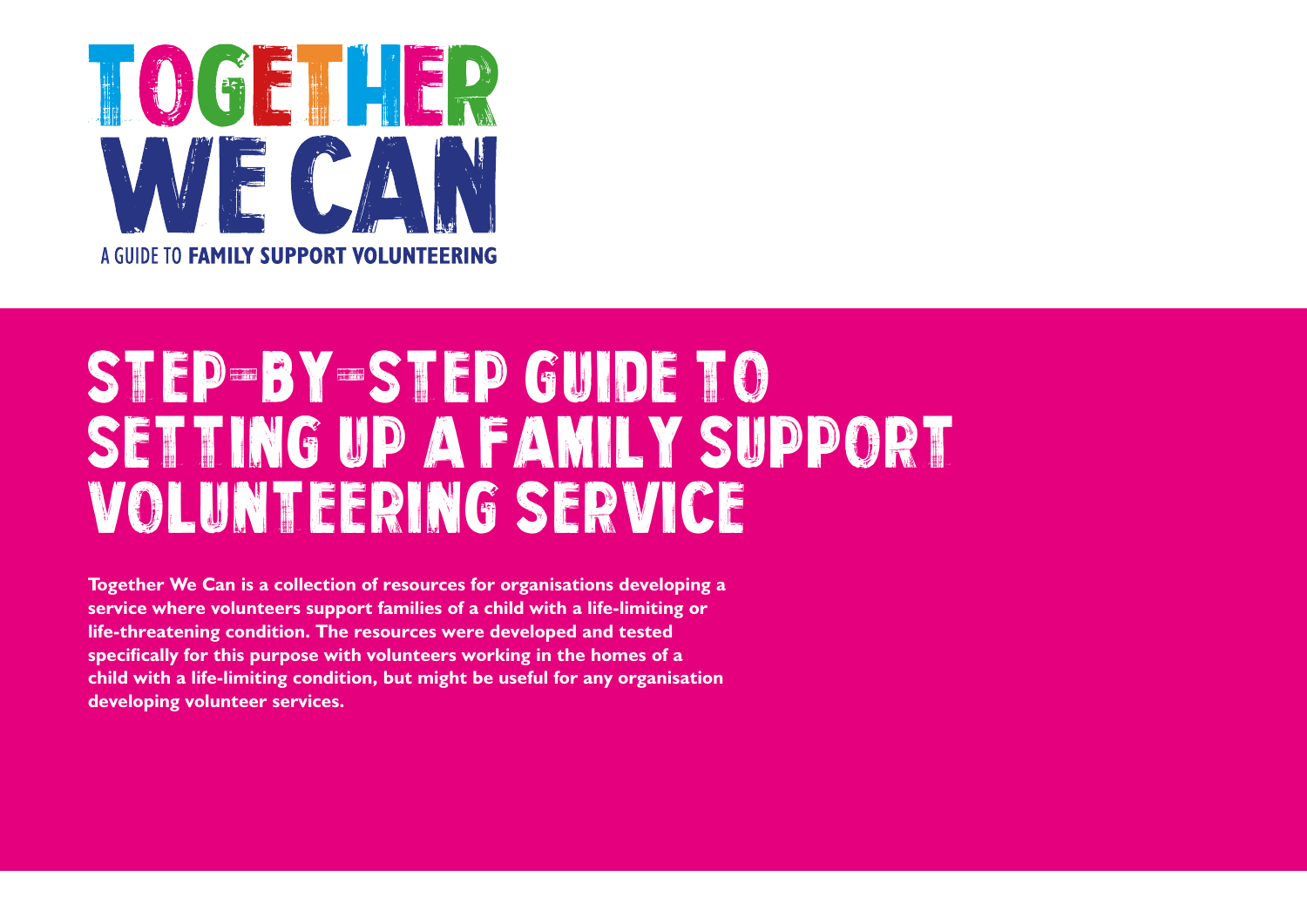# TOGETHER WE CAN

A GUIDE TO **FAMILY SUPPORT VOLUNTEERING**

# STEP-BY-STEP GUIDE TO SETTING UP A FAMILY SUPPORT VOLUNTEERING SERVICE

**Together We Can is a collection of resources for organisations developing a service where volunteers support families of a child with a life-limiting or life-threatening condition. The resources were developed and tested specifically for this purpose with volunteers working in the homes of a child with a life-limiting condition, but might be useful for any organisation developing volunteer services.**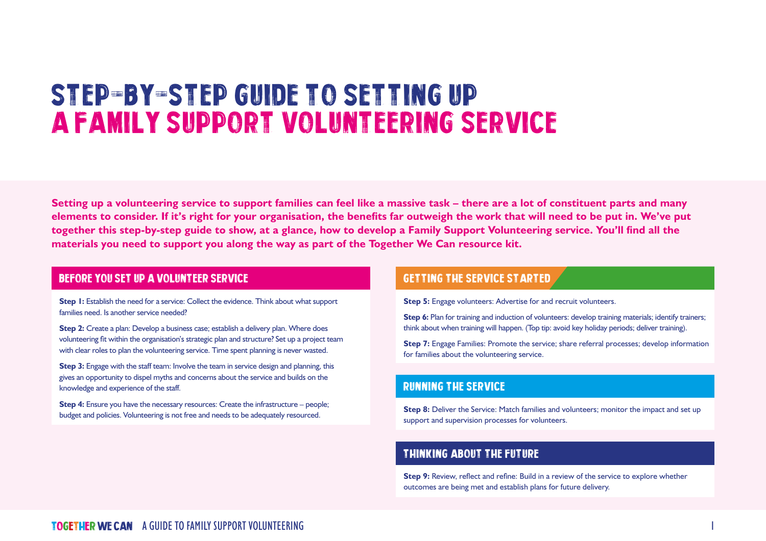# STEP-BY-STEP GUIDE TO SETTING UP A FAMILY SUPPORT VOLUNTEERING SERVICE

**Setting up a volunteering service to support families can feel like a massive task – there are a lot of constituent parts and many elements to consider. If it's right for your organisation, the benefits far outweigh the work that will need to be put in. We've put together this step-by-step guide to show, at a glance, how to develop a Family Support Volunteering service. You'll find all the materials you need to support you along the way as part of the Together We Can resource kit.**

## BEFORE YOU SET UP A VOLUNTEER SERVICE

**Step 1:** Establish the need for a service: Collect the evidence. Think about what support families need. Is another service needed?

**Step 2:** Create a plan: Develop a business case; establish a delivery plan. Where does volunteering fit within the organisation's strategic plan and structure? Set up a project team with clear roles to plan the volunteering service. Time spent planning is never wasted.

**Step 3:** Engage with the staff team: Involve the team in service design and planning, this gives an opportunity to dispel myths and concerns about the service and builds on the knowledge and experience of the staff.

**Step 4:** Ensure you have the necessary resources: Create the infrastructure – people; budget and policies. Volunteering is not free and needs to be adequately resourced.

## GETTING THE SERVICE STARTED

**Step 5:** Engage volunteers: Advertise for and recruit volunteers.

**Step 6:** Plan for training and induction of volunteers: develop training materials; identify trainers; think about when training will happen. (Top tip: avoid key holiday periods; deliver training).

**Step 7:** Engage Families: Promote the service; share referral processes; develop information for families about the volunteering service.

## RUNNING THE SERVICE

**Step 8:** Deliver the Service: Match families and volunteers; monitor the impact and set up support and supervision processes for volunteers.

## THINKING ABOUT THE FUTURE

**Step 9:** Review, reflect and refine: Build in a review of the service to explore whether outcomes are being met and establish plans for future delivery.